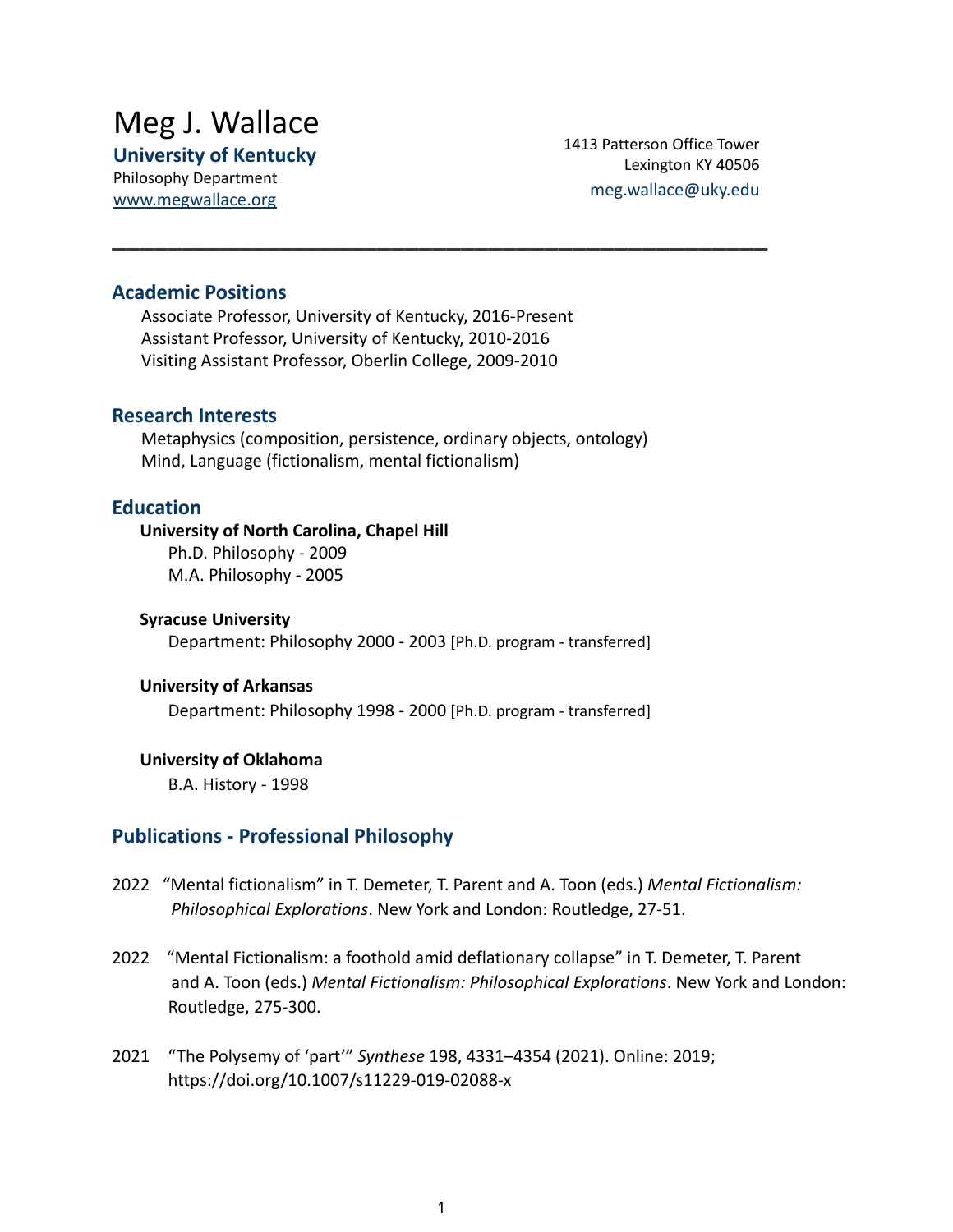# Meg J. Wallace

**University of Kentucky**
Philosophy Department
www.megwallace.org

1413 Patterson Office Tower
Lexington KY 40506
meg.wallace@uky.edu

---

## Academic Positions

Associate Professor, University of Kentucky, 2016-Present
Assistant Professor, University of Kentucky, 2010-2016
Visiting Assistant Professor, Oberlin College, 2009-2010

## Research Interests

Metaphysics (composition, persistence, ordinary objects, ontology)
Mind, Language (fictionalism, mental fictionalism)

## Education

**University of North Carolina, Chapel Hill**
Ph.D. Philosophy - 2009
M.A. Philosophy - 2005

**Syracuse University**
Department: Philosophy 2000 - 2003 [Ph.D. program - transferred]

**University of Arkansas**
Department: Philosophy 1998 - 2000 [Ph.D. program - transferred]

**University of Oklahoma**
B.A. History - 1998

## Publications - Professional Philosophy

2022 "Mental fictionalism" in T. Demeter, T. Parent and A. Toon (eds.) *Mental Fictionalism: Philosophical Explorations*. New York and London: Routledge, 27-51.

2022 "Mental Fictionalism: a foothold amid deflationary collapse" in T. Demeter, T. Parent and A. Toon (eds.) *Mental Fictionalism: Philosophical Explorations*. New York and London: Routledge, 275-300.

2021 "The Polysemy of 'part'" *Synthese* 198, 4331–4354 (2021). Online: 2019; https://doi.org/10.1007/s11229-019-02088-x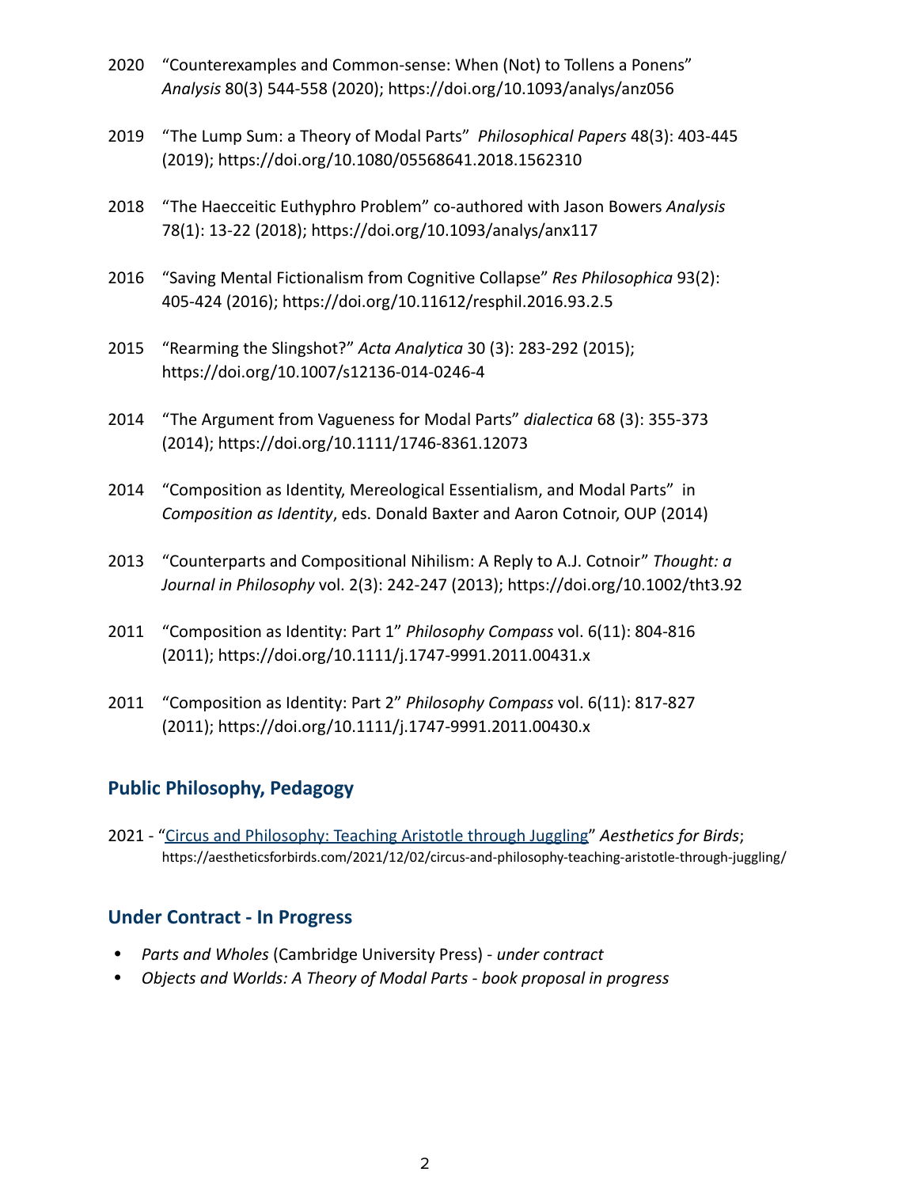2020 "Counterexamples and Common-sense: When (Not) to Tollens a Ponens" *Analysis* 80(3) 544-558 (2020); https://doi.org/10.1093/analys/anz056

2019 "The Lump Sum: a Theory of Modal Parts" *Philosophical Papers* 48(3): 403-445 (2019); https://doi.org/10.1080/05568641.2018.1562310

2018 "The Haecceitic Euthyphro Problem" co-authored with Jason Bowers *Analysis* 78(1): 13-22 (2018); https://doi.org/10.1093/analys/anx117

2016 "Saving Mental Fictionalism from Cognitive Collapse" *Res Philosophica* 93(2): 405-424 (2016); https://doi.org/10.11612/resphil.2016.93.2.5

2015 "Rearming the Slingshot?" *Acta Analytica* 30 (3): 283-292 (2015); https://doi.org/10.1007/s12136-014-0246-4

2014 "The Argument from Vagueness for Modal Parts" *dialectica* 68 (3): 355-373 (2014); https://doi.org/10.1111/1746-8361.12073

2014 "Composition as Identity, Mereological Essentialism, and Modal Parts" in *Composition as Identity*, eds. Donald Baxter and Aaron Cotnoir, OUP (2014)

2013 "Counterparts and Compositional Nihilism: A Reply to A.J. Cotnoir" *Thought: a Journal in Philosophy* vol. 2(3): 242-247 (2013); https://doi.org/10.1002/tht3.92

2011 "Composition as Identity: Part 1" *Philosophy Compass* vol. 6(11): 804-816 (2011); https://doi.org/10.1111/j.1747-9991.2011.00431.x

2011 "Composition as Identity: Part 2" *Philosophy Compass* vol. 6(11): 817-827 (2011); https://doi.org/10.1111/j.1747-9991.2011.00430.x

## Public Philosophy, Pedagogy

2021 - "Circus and Philosophy: Teaching Aristotle through Juggling" *Aesthetics for Birds*; https://aestheticsforbirds.com/2021/12/02/circus-and-philosophy-teaching-aristotle-through-juggling/

## Under Contract - In Progress

- *Parts and Wholes* (Cambridge University Press) - *under contract*
- *Objects and Worlds: A Theory of Modal Parts - book proposal in progress*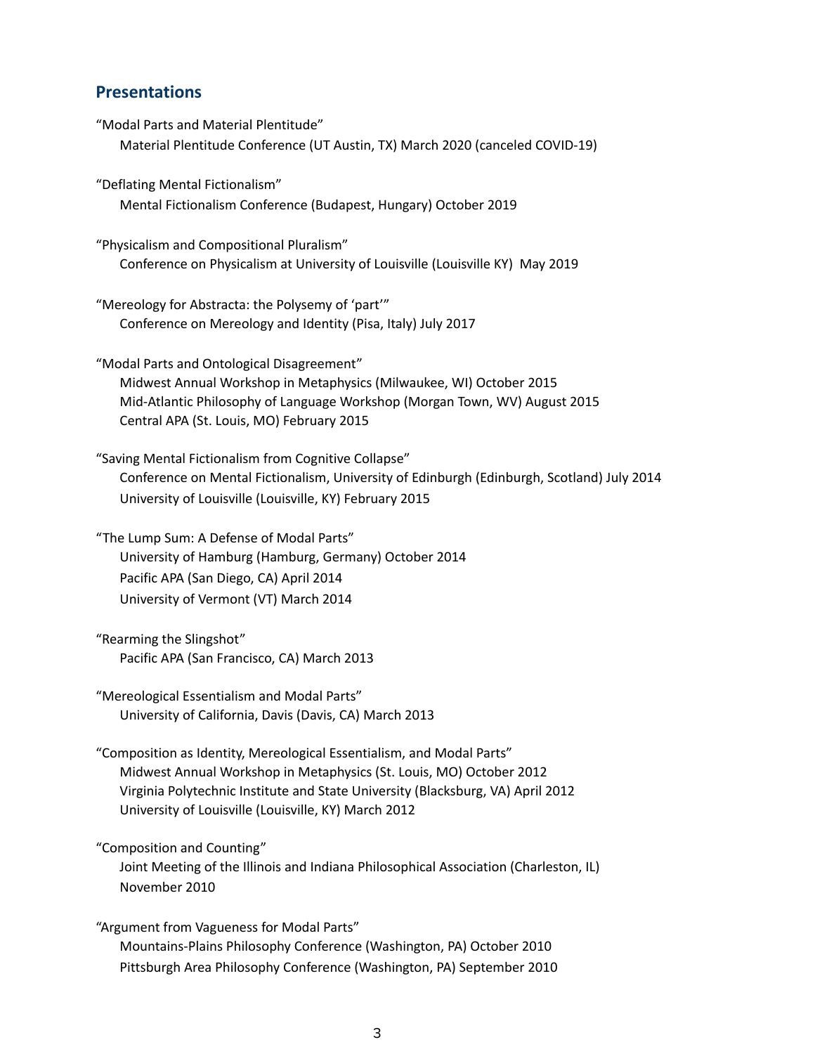## Presentations

"Modal Parts and Material Plentitude"
Material Plentitude Conference (UT Austin, TX) March 2020 (canceled COVID-19)

"Deflating Mental Fictionalism"
Mental Fictionalism Conference (Budapest, Hungary) October 2019

"Physicalism and Compositional Pluralism"
Conference on Physicalism at University of Louisville (Louisville KY) May 2019

"Mereology for Abstracta: the Polysemy of 'part'"
Conference on Mereology and Identity (Pisa, Italy) July 2017

"Modal Parts and Ontological Disagreement"
Midwest Annual Workshop in Metaphysics (Milwaukee, WI) October 2015
Mid-Atlantic Philosophy of Language Workshop (Morgan Town, WV) August 2015
Central APA (St. Louis, MO) February 2015

"Saving Mental Fictionalism from Cognitive Collapse"
Conference on Mental Fictionalism, University of Edinburgh (Edinburgh, Scotland) July 2014
University of Louisville (Louisville, KY) February 2015

"The Lump Sum: A Defense of Modal Parts"
University of Hamburg (Hamburg, Germany) October 2014
Pacific APA (San Diego, CA) April 2014
University of Vermont (VT) March 2014

"Rearming the Slingshot"
Pacific APA (San Francisco, CA) March 2013

"Mereological Essentialism and Modal Parts"
University of California, Davis (Davis, CA) March 2013

"Composition as Identity, Mereological Essentialism, and Modal Parts"
Midwest Annual Workshop in Metaphysics (St. Louis, MO) October 2012
Virginia Polytechnic Institute and State University (Blacksburg, VA) April 2012
University of Louisville (Louisville, KY) March 2012

"Composition and Counting"
Joint Meeting of the Illinois and Indiana Philosophical Association (Charleston, IL) November 2010

"Argument from Vagueness for Modal Parts"
Mountains-Plains Philosophy Conference (Washington, PA) October 2010
Pittsburgh Area Philosophy Conference (Washington, PA) September 2010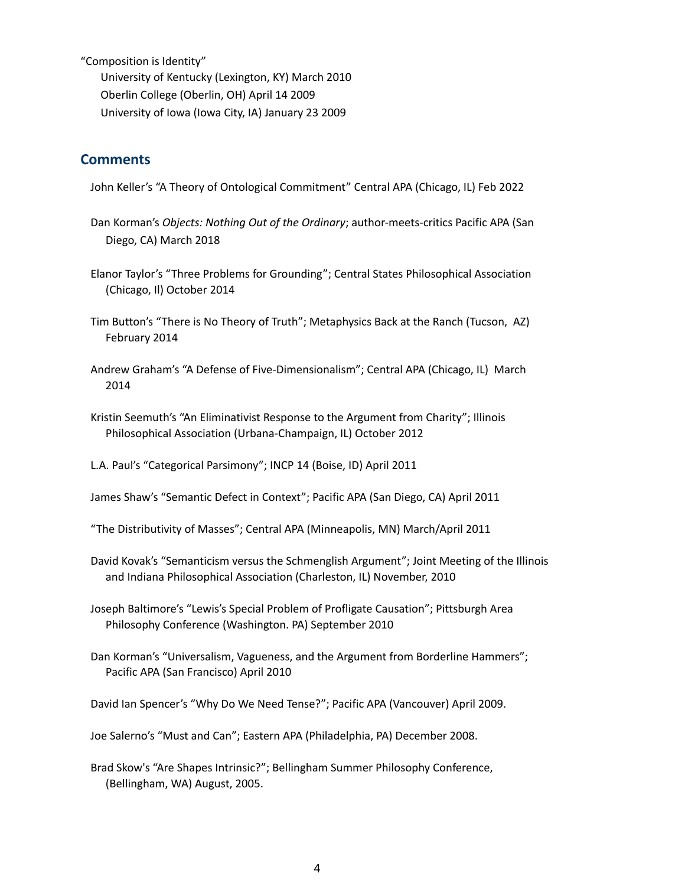"Composition is Identity"
University of Kentucky (Lexington, KY) March 2010
Oberlin College (Oberlin, OH) April 14 2009
University of Iowa (Iowa City, IA) January 23 2009

## Comments

John Keller's "A Theory of Ontological Commitment" Central APA (Chicago, IL) Feb 2022

Dan Korman's *Objects: Nothing Out of the Ordinary*; author-meets-critics Pacific APA (San Diego, CA) March 2018

Elanor Taylor's "Three Problems for Grounding"; Central States Philosophical Association (Chicago, Il) October 2014

Tim Button's "There is No Theory of Truth"; Metaphysics Back at the Ranch (Tucson, AZ) February 2014

Andrew Graham's "A Defense of Five-Dimensionalism"; Central APA (Chicago, IL) March 2014

Kristin Seemuth's "An Eliminativist Response to the Argument from Charity"; Illinois Philosophical Association (Urbana-Champaign, IL) October 2012

L.A. Paul's "Categorical Parsimony"; INCP 14 (Boise, ID) April 2011

James Shaw's "Semantic Defect in Context"; Pacific APA (San Diego, CA) April 2011

"The Distributivity of Masses"; Central APA (Minneapolis, MN) March/April 2011

David Kovak's "Semanticism versus the Schmenglish Argument"; Joint Meeting of the Illinois and Indiana Philosophical Association (Charleston, IL) November, 2010

Joseph Baltimore's "Lewis's Special Problem of Profligate Causation"; Pittsburgh Area Philosophy Conference (Washington. PA) September 2010

Dan Korman's "Universalism, Vagueness, and the Argument from Borderline Hammers"; Pacific APA (San Francisco) April 2010

David Ian Spencer's "Why Do We Need Tense?"; Pacific APA (Vancouver) April 2009.

Joe Salerno's "Must and Can"; Eastern APA (Philadelphia, PA) December 2008.

Brad Skow's "Are Shapes Intrinsic?"; Bellingham Summer Philosophy Conference, (Bellingham, WA) August, 2005.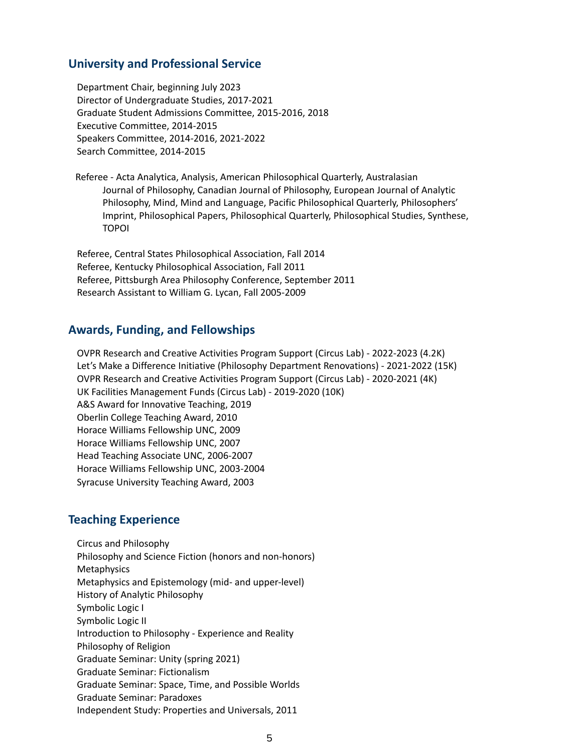## University and Professional Service

Department Chair, beginning July 2023
Director of Undergraduate Studies, 2017-2021
Graduate Student Admissions Committee, 2015-2016, 2018
Executive Committee, 2014-2015
Speakers Committee, 2014-2016, 2021-2022
Search Committee, 2014-2015

Referee - Acta Analytica, Analysis, American Philosophical Quarterly, Australasian Journal of Philosophy, Canadian Journal of Philosophy, European Journal of Analytic Philosophy, Mind, Mind and Language, Pacific Philosophical Quarterly, Philosophers' Imprint, Philosophical Papers, Philosophical Quarterly, Philosophical Studies, Synthese, TOPOI

Referee, Central States Philosophical Association, Fall 2014
Referee, Kentucky Philosophical Association, Fall 2011
Referee, Pittsburgh Area Philosophy Conference, September 2011
Research Assistant to William G. Lycan, Fall 2005-2009

## Awards, Funding, and Fellowships

OVPR Research and Creative Activities Program Support (Circus Lab) - 2022-2023 (4.2K)
Let's Make a Difference Initiative (Philosophy Department Renovations) - 2021-2022 (15K)
OVPR Research and Creative Activities Program Support (Circus Lab) - 2020-2021 (4K)
UK Facilities Management Funds (Circus Lab) - 2019-2020 (10K)
A&S Award for Innovative Teaching, 2019
Oberlin College Teaching Award, 2010
Horace Williams Fellowship UNC, 2009
Horace Williams Fellowship UNC, 2007
Head Teaching Associate UNC, 2006-2007
Horace Williams Fellowship UNC, 2003-2004
Syracuse University Teaching Award, 2003

## Teaching Experience

Circus and Philosophy
Philosophy and Science Fiction (honors and non-honors)
Metaphysics
Metaphysics and Epistemology (mid- and upper-level)
History of Analytic Philosophy
Symbolic Logic I
Symbolic Logic II
Introduction to Philosophy - Experience and Reality
Philosophy of Religion
Graduate Seminar: Unity (spring 2021)
Graduate Seminar: Fictionalism
Graduate Seminar: Space, Time, and Possible Worlds
Graduate Seminar: Paradoxes
Independent Study: Properties and Universals, 2011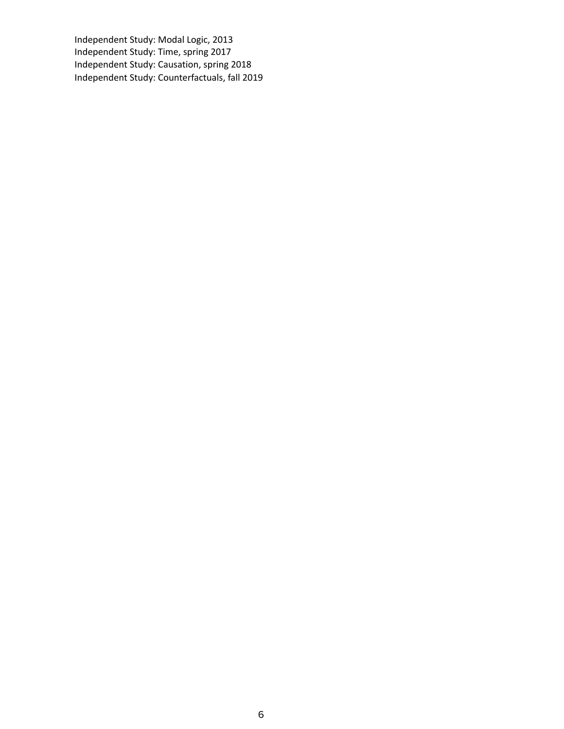Independent Study: Modal Logic, 2013
Independent Study: Time, spring 2017
Independent Study: Causation, spring 2018
Independent Study: Counterfactuals, fall 2019